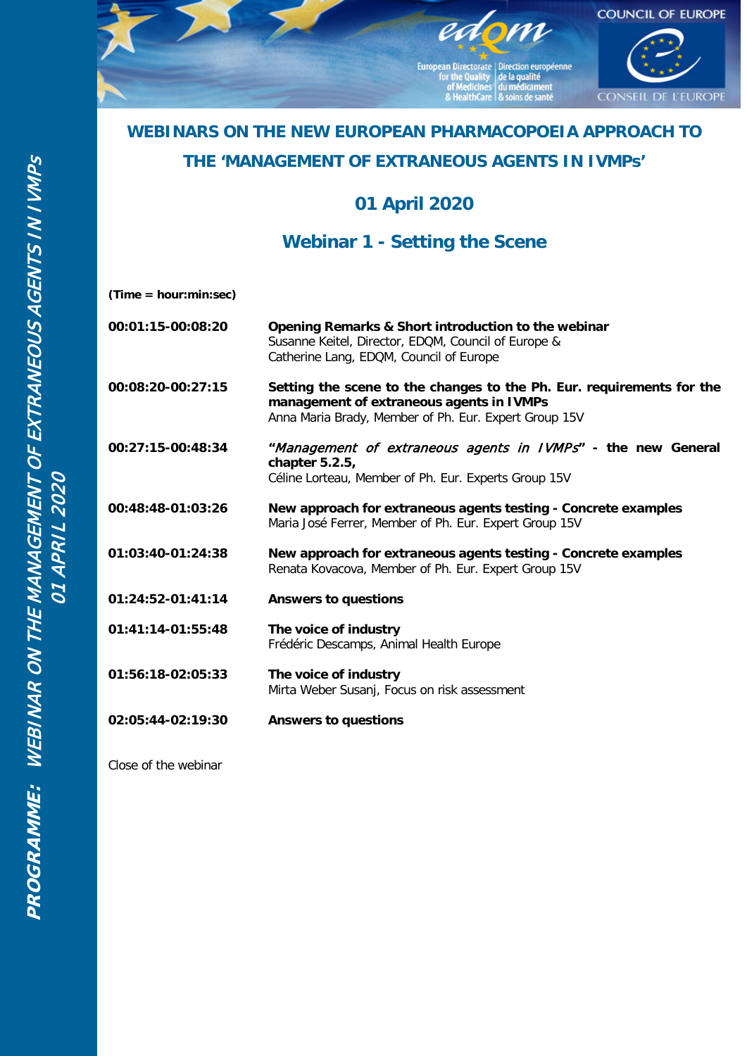# WEBINARS ON THE NEW EUROPEAN PHARMACOPOEIA APPROACH TO THE 'MANAGEMENT OF EXTRANEOUS AGENTS IN IVMPs'

## 01 April 2020

## Webinar 1 - Setting the Scene

**(Time = hour:min:sec)**

| | |
|---|---|
| **00:01:15-00:08:20** | **Opening Remarks & Short introduction to the webinar**<br>Susanne Keitel, Director, EDQM, Council of Europe &<br>Catherine Lang, EDQM, Council of Europe |
| **00:08:20-00:27:15** | **Setting the scene to the changes to the Ph. Eur. requirements for the management of extraneous agents in IVMPs**<br>Anna Maria Brady, Member of Ph. Eur. Expert Group 15V |
| **00:27:15-00:48:34** | **"*Management of extraneous agents in IVMPs*" - the new General chapter 5.2.5,**<br>Céline Lorteau, Member of Ph. Eur. Experts Group 15V |
| **00:48:48-01:03:26** | **New approach for extraneous agents testing - Concrete examples**<br>Maria José Ferrer, Member of Ph. Eur. Expert Group 15V |
| **01:03:40-01:24:38** | **New approach for extraneous agents testing - Concrete examples**<br>Renata Kovacova, Member of Ph. Eur. Expert Group 15V |
| **01:24:52-01:41:14** | **Answers to questions** |
| **01:41:14-01:55:48** | **The voice of industry**<br>Frédéric Descamps, Animal Health Europe |
| **01:56:18-02:05:33** | **The voice of industry**<br>Mirta Weber Susanj, Focus on risk assessment |
| **02:05:44-02:19:30** | **Answers to questions** |

Close of the webinar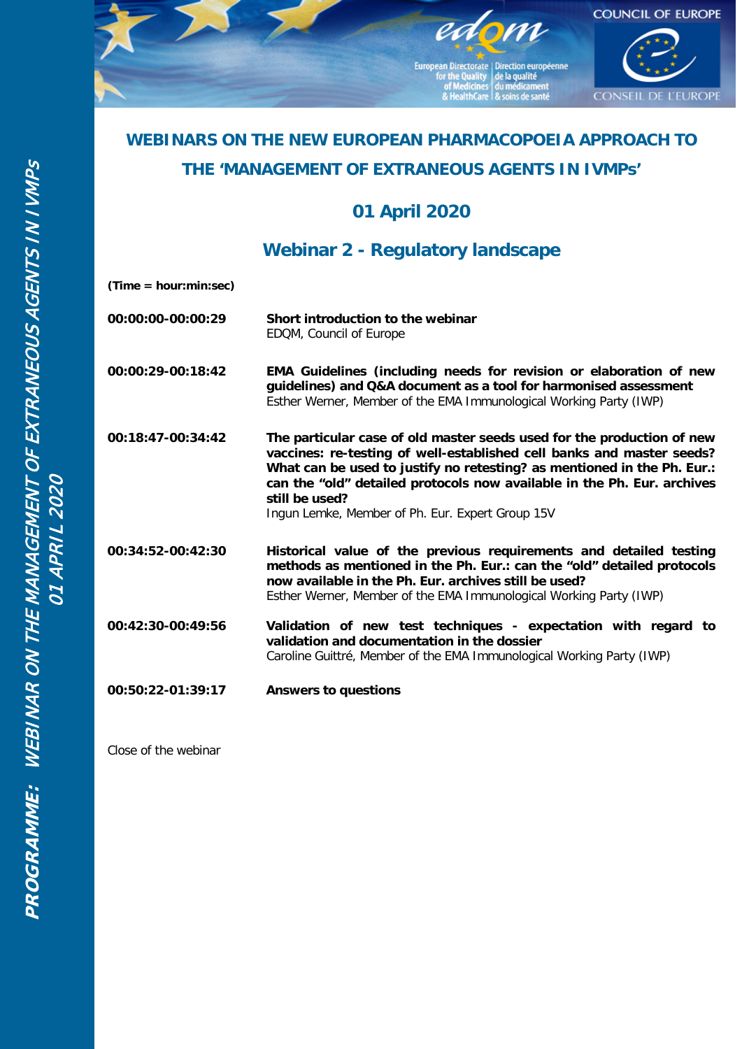# WEBINARS ON THE NEW EUROPEAN PHARMACOPOEIA APPROACH TO THE 'MANAGEMENT OF EXTRANEOUS AGENTS IN IVMPs'

## 01 April 2020

## Webinar 2 - Regulatory landscape

**(Time = hour:min:sec)**

| | |
|---|---|
| **00:00:00-00:00:29** | **Short introduction to the webinar**<br>EDQM, Council of Europe |
| **00:00:29-00:18:42** | **EMA Guidelines (including needs for revision or elaboration of new guidelines) and Q&A document as a tool for harmonised assessment**<br>Esther Werner, Member of the EMA Immunological Working Party (IWP) |
| **00:18:47-00:34:42** | **The particular case of old master seeds used for the production of new vaccines: re-testing of well-established cell banks and master seeds? What can be used to justify no retesting? as mentioned in the Ph. Eur.: can the "old" detailed protocols now available in the Ph. Eur. archives still be used?**<br>Ingun Lemke, Member of Ph. Eur. Expert Group 15V |
| **00:34:52-00:42:30** | **Historical value of the previous requirements and detailed testing methods as mentioned in the Ph. Eur.: can the "old" detailed protocols now available in the Ph. Eur. archives still be used?**<br>Esther Werner, Member of the EMA Immunological Working Party (IWP) |
| **00:42:30-00:49:56** | **Validation of new test techniques - expectation with regard to validation and documentation in the dossier**<br>Caroline Guittré, Member of the EMA Immunological Working Party (IWP) |
| **00:50:22-01:39:17** | **Answers to questions** |

Close of the webinar

*PROGRAMME: WEBINAR ON THE MANAGEMENT OF EXTRANEOUS AGENTS IN IVMPs 01 APRIL 2020*